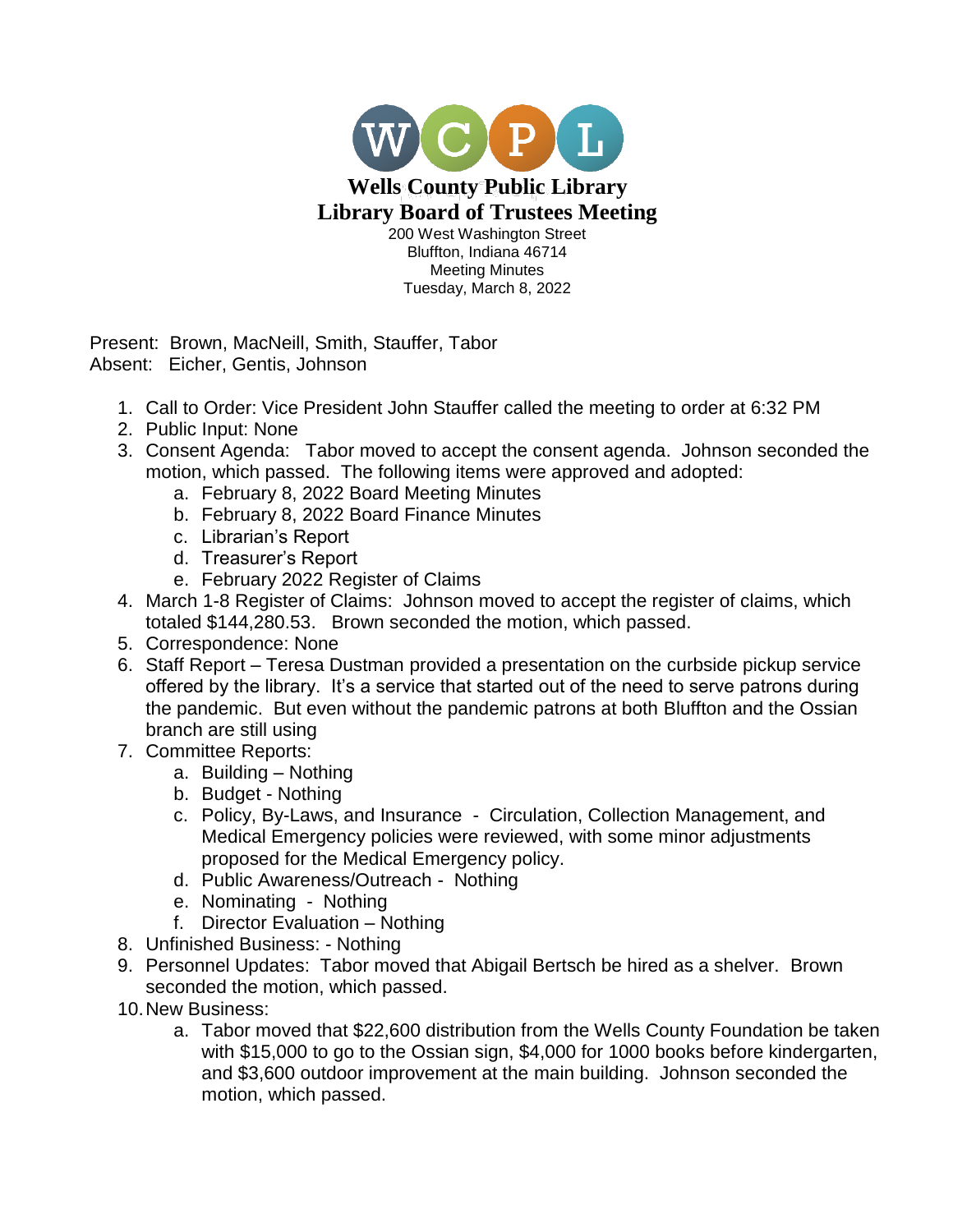# Wells County Public Library
## Library Board of Trustees Meeting

200 West Washington Street
Bluffton, Indiana 46714
Meeting Minutes
Tuesday, March 8, 2022

Present: Brown, MacNeill, Smith, Stauffer, Tabor
Absent: Eicher, Gentis, Johnson

1. Call to Order: Vice President John Stauffer called the meeting to order at 6:32 PM
2. Public Input: None
3. Consent Agenda: Tabor moved to accept the consent agenda. Johnson seconded the motion, which passed. The following items were approved and adopted:
   a. February 8, 2022 Board Meeting Minutes
   b. February 8, 2022 Board Finance Minutes
   c. Librarian's Report
   d. Treasurer's Report
   e. February 2022 Register of Claims
4. March 1-8 Register of Claims: Johnson moved to accept the register of claims, which totaled $144,280.53. Brown seconded the motion, which passed.
5. Correspondence: None
6. Staff Report – Teresa Dustman provided a presentation on the curbside pickup service offered by the library. It's a service that started out of the need to serve patrons during the pandemic. But even without the pandemic patrons at both Bluffton and the Ossian branch are still using
7. Committee Reports:
   a. Building – Nothing
   b. Budget - Nothing
   c. Policy, By-Laws, and Insurance - Circulation, Collection Management, and Medical Emergency policies were reviewed, with some minor adjustments proposed for the Medical Emergency policy.
   d. Public Awareness/Outreach - Nothing
   e. Nominating - Nothing
   f. Director Evaluation – Nothing
8. Unfinished Business: - Nothing
9. Personnel Updates: Tabor moved that Abigail Bertsch be hired as a shelver. Brown seconded the motion, which passed.
10. New Business:
    a. Tabor moved that $22,600 distribution from the Wells County Foundation be taken with $15,000 to go to the Ossian sign, $4,000 for 1000 books before kindergarten, and $3,600 outdoor improvement at the main building. Johnson seconded the motion, which passed.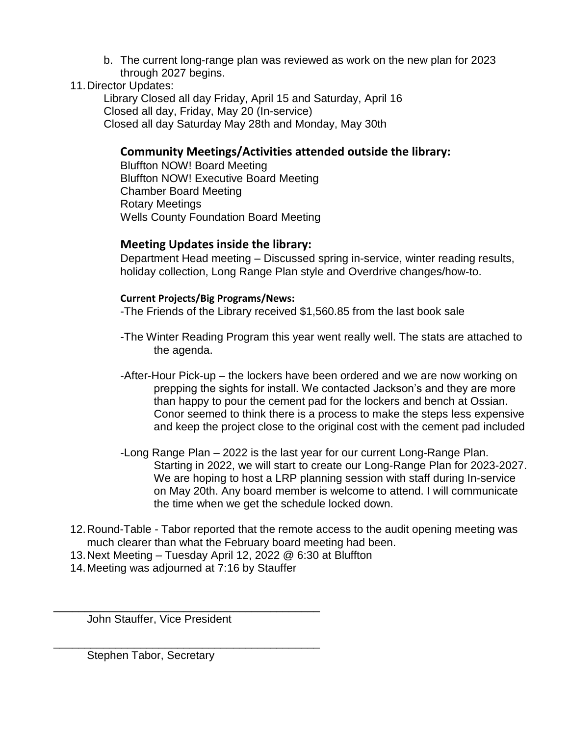b. The current long-range plan was reviewed as work on the new plan for 2023 through 2027 begins.

11. Director Updates:

Library Closed all day Friday, April 15 and Saturday, April 16
Closed all day, Friday, May 20 (In-service)
Closed all day Saturday May 28th and Monday, May 30th

### Community Meetings/Activities attended outside the library:

Bluffton NOW! Board Meeting
Bluffton NOW! Executive Board Meeting
Chamber Board Meeting
Rotary Meetings
Wells County Foundation Board Meeting

### Meeting Updates inside the library:

Department Head meeting – Discussed spring in-service, winter reading results, holiday collection, Long Range Plan style and Overdrive changes/how-to.

**Current Projects/Big Programs/News:**

-The Friends of the Library received $1,560.85 from the last book sale

-The Winter Reading Program this year went really well. The stats are attached to the agenda.

-After-Hour Pick-up – the lockers have been ordered and we are now working on prepping the sights for install. We contacted Jackson's and they are more than happy to pour the cement pad for the lockers and bench at Ossian. Conor seemed to think there is a process to make the steps less expensive and keep the project close to the original cost with the cement pad included

-Long Range Plan – 2022 is the last year for our current Long-Range Plan. Starting in 2022, we will start to create our Long-Range Plan for 2023-2027. We are hoping to host a LRP planning session with staff during In-service on May 20th. Any board member is welcome to attend. I will communicate the time when we get the schedule locked down.

12. Round-Table - Tabor reported that the remote access to the audit opening meeting was much clearer than what the February board meeting had been.
13. Next Meeting – Tuesday April 12, 2022 @ 6:30 at Bluffton
14. Meeting was adjourned at 7:16 by Stauffer

\_\_\_\_\_\_\_\_\_\_\_\_\_\_\_\_\_\_\_\_\_\_\_\_\_\_\_\_\_\_\_\_\_\_\_\_\_\_\_\_\_\_\_\_
John Stauffer, Vice President

\_\_\_\_\_\_\_\_\_\_\_\_\_\_\_\_\_\_\_\_\_\_\_\_\_\_\_\_\_\_\_\_\_\_\_\_\_\_\_\_\_\_\_\_
Stephen Tabor, Secretary